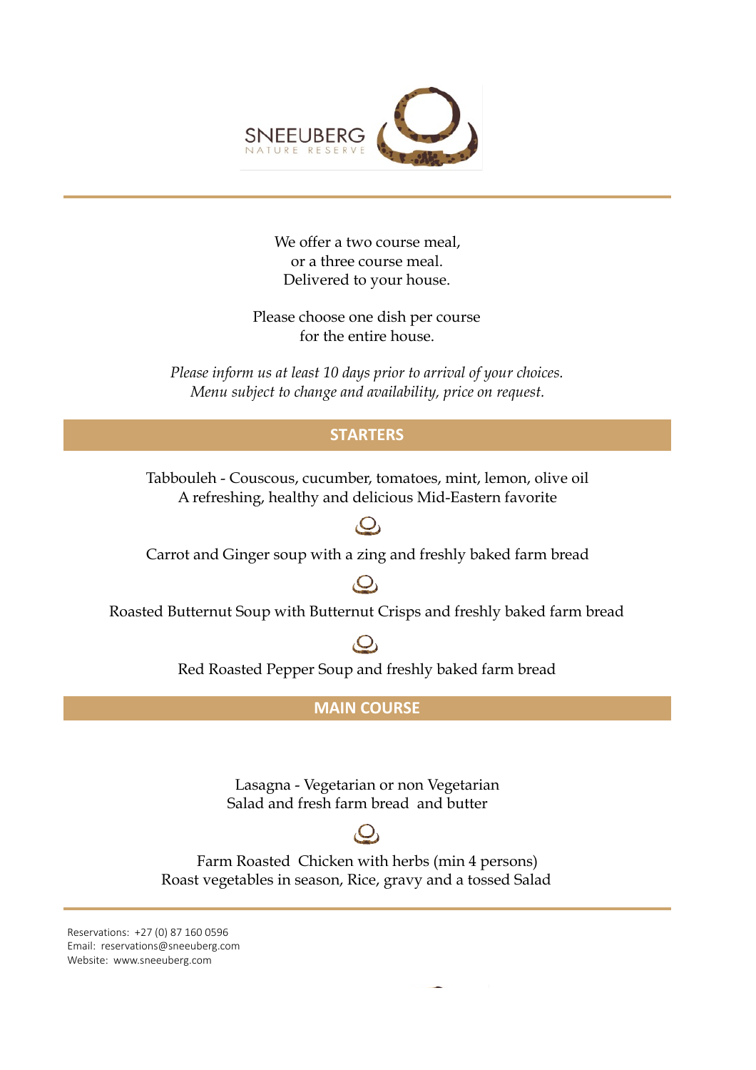SNEEUBERG
NATURE RESERVE

We offer a two course meal,
or a three course meal.
Delivered to your house.

Please choose one dish per course
for the entire house.

*Please inform us at least 10 days prior to arrival of your choices.*
*Menu subject to change and availability, price on request.*

## STARTERS

Tabbouleh - Couscous, cucumber, tomatoes, mint, lemon, olive oil
A refreshing, healthy and delicious Mid-Eastern favorite

Carrot and Ginger soup with a zing and freshly baked farm bread

Roasted Butternut Soup with Butternut Crisps and freshly baked farm bread

Red Roasted Pepper Soup and freshly baked farm bread

## MAIN COURSE

Lasagna - Vegetarian or non Vegetarian
Salad and fresh farm bread and butter

Farm Roasted Chicken with herbs (min 4 persons)
Roast vegetables in season, Rice, gravy and a tossed Salad

Reservations: +27 (0) 87 160 0596
Email: reservations@sneeuberg.com
Website: www.sneeuberg.com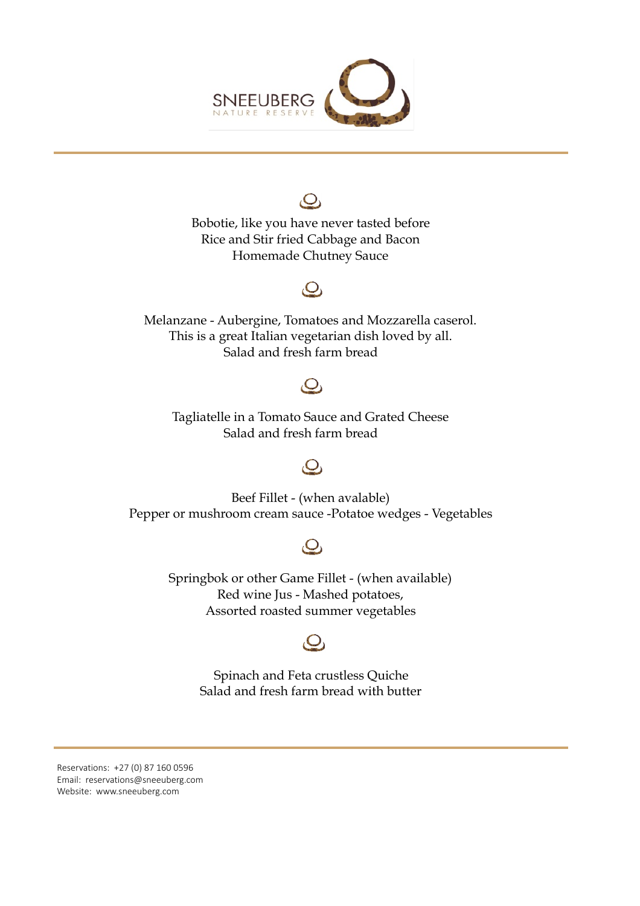SNEEUBERG NATURE RESERVE

Bobotie, like you have never tasted before
Rice and Stir fried Cabbage and Bacon
Homemade Chutney Sauce

Melanzane - Aubergine, Tomatoes and Mozzarella caserol.
This is a great Italian vegetarian dish loved by all.
Salad and fresh farm bread

Tagliatelle in a Tomato Sauce and Grated Cheese
Salad and fresh farm bread

Beef Fillet - (when avalable)
Pepper or mushroom cream sauce -Potatoe wedges - Vegetables

Springbok or other Game Fillet - (when available)
Red wine Jus - Mashed potatoes,
Assorted roasted summer vegetables

Spinach and Feta crustless Quiche
Salad and fresh farm bread with butter

Reservations: +27 (0) 87 160 0596
Email: reservations@sneeuberg.com
Website: www.sneeuberg.com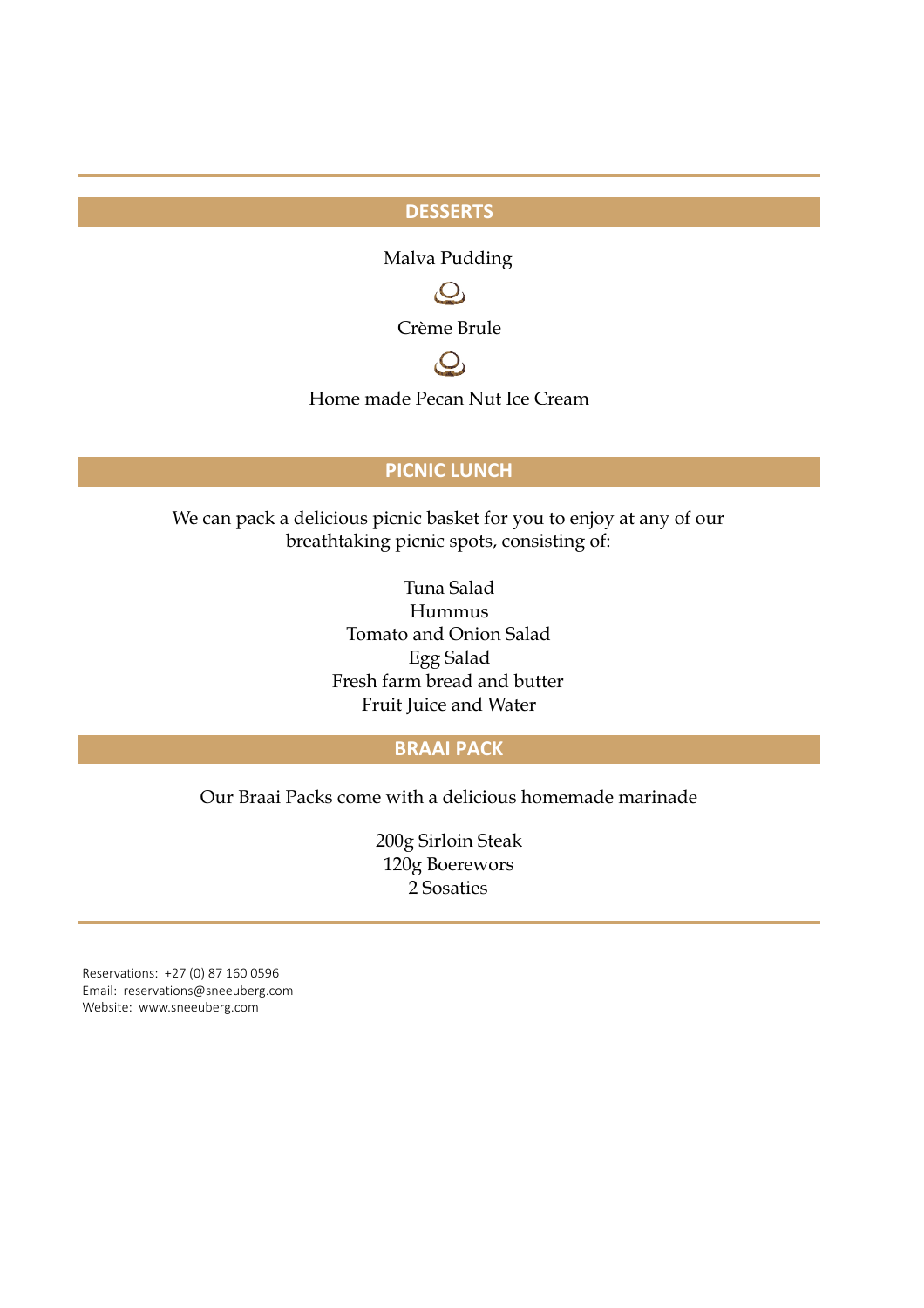## DESSERTS

Malva Pudding

Crème Brule

Home made Pecan Nut Ice Cream

## PICNIC LUNCH

We can pack a delicious picnic basket for you to enjoy at any of our breathtaking picnic spots, consisting of:

Tuna Salad
Hummus
Tomato and Onion Salad
Egg Salad
Fresh farm bread and butter
Fruit Juice and Water

## BRAAI PACK

Our Braai Packs come with a delicious homemade marinade

200g Sirloin Steak
120g Boerewors
2 Sosaties

Reservations: +27 (0) 87 160 0596
Email: reservations@sneeuberg.com
Website: www.sneeuberg.com